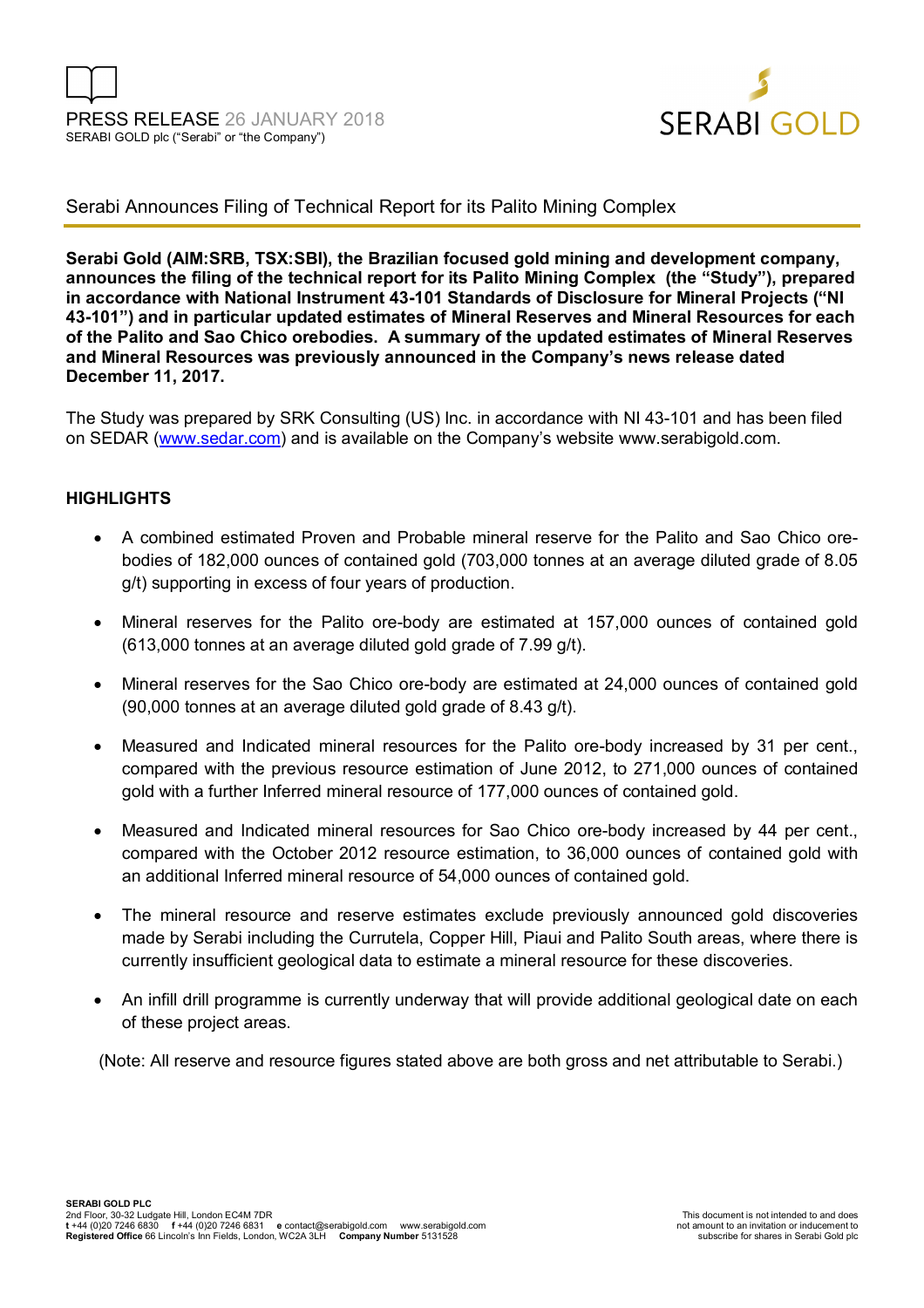PRESS RELEASE 26 JANUARY 2018
SERABI GOLD plc ("Serabi" or "the Company")

# Serabi Announces Filing of Technical Report for its Palito Mining Complex

**Serabi Gold (AIM:SRB, TSX:SBI), the Brazilian focused gold mining and development company, announces the filing of the technical report for its Palito Mining Complex (the "Study"), prepared in accordance with National Instrument 43-101 Standards of Disclosure for Mineral Projects ("NI 43-101") and in particular updated estimates of Mineral Reserves and Mineral Resources for each of the Palito and Sao Chico orebodies. A summary of the updated estimates of Mineral Reserves and Mineral Resources was previously announced in the Company's news release dated December 11, 2017.**

The Study was prepared by SRK Consulting (US) Inc. in accordance with NI 43-101 and has been filed on SEDAR (www.sedar.com) and is available on the Company's website www.serabigold.com.

## HIGHLIGHTS

- A combined estimated Proven and Probable mineral reserve for the Palito and Sao Chico ore-bodies of 182,000 ounces of contained gold (703,000 tonnes at an average diluted grade of 8.05 g/t) supporting in excess of four years of production.
- Mineral reserves for the Palito ore-body are estimated at 157,000 ounces of contained gold (613,000 tonnes at an average diluted gold grade of 7.99 g/t).
- Mineral reserves for the Sao Chico ore-body are estimated at 24,000 ounces of contained gold (90,000 tonnes at an average diluted gold grade of 8.43 g/t).
- Measured and Indicated mineral resources for the Palito ore-body increased by 31 per cent., compared with the previous resource estimation of June 2012, to 271,000 ounces of contained gold with a further Inferred mineral resource of 177,000 ounces of contained gold.
- Measured and Indicated mineral resources for Sao Chico ore-body increased by 44 per cent., compared with the October 2012 resource estimation, to 36,000 ounces of contained gold with an additional Inferred mineral resource of 54,000 ounces of contained gold.
- The mineral resource and reserve estimates exclude previously announced gold discoveries made by Serabi including the Currutela, Copper Hill, Piaui and Palito South areas, where there is currently insufficient geological data to estimate a mineral resource for these discoveries.
- An infill drill programme is currently underway that will provide additional geological date on each of these project areas.

(Note: All reserve and resource figures stated above are both gross and net attributable to Serabi.)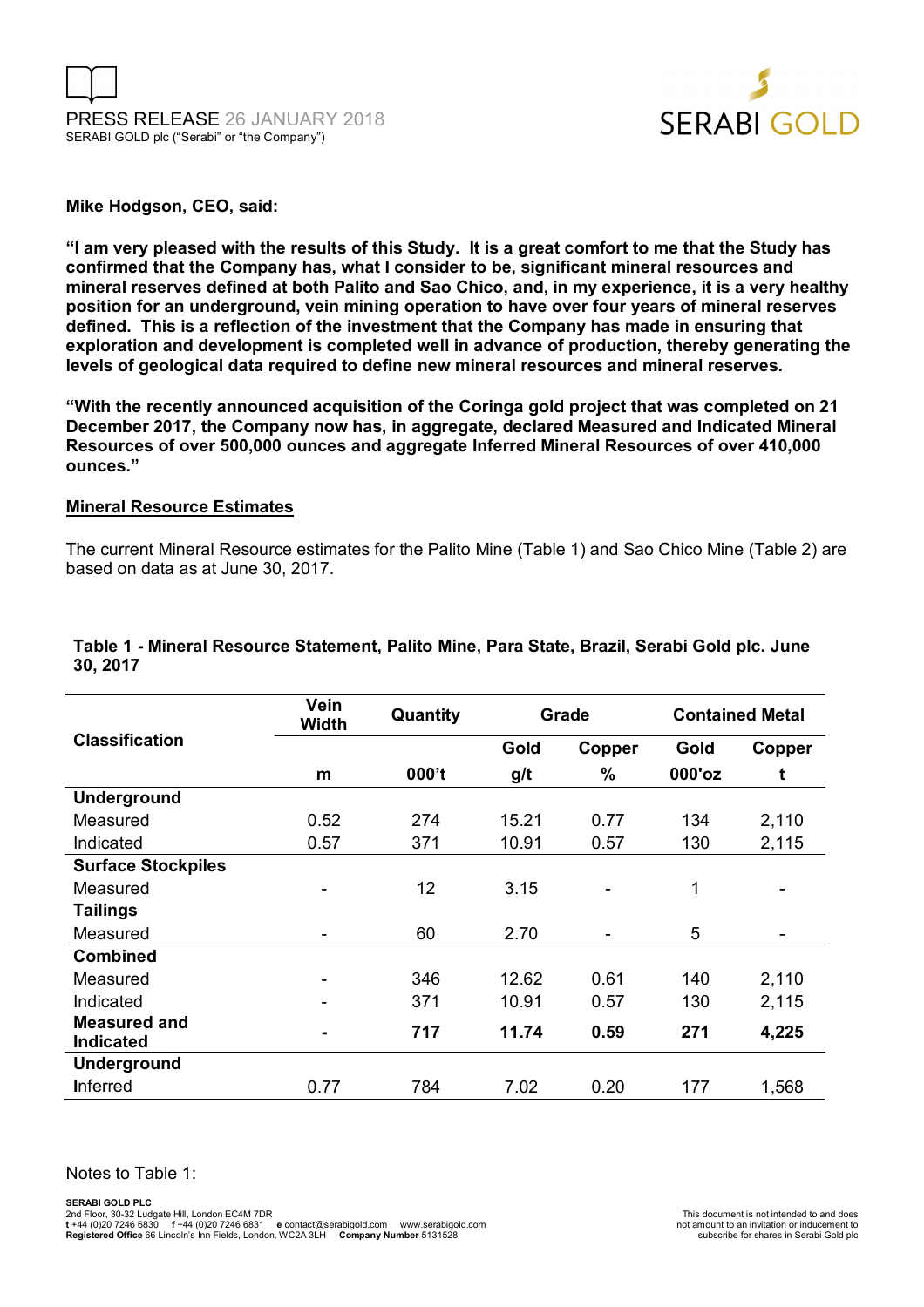**Mike Hodgson, CEO, said:**

**"I am very pleased with the results of this Study. It is a great comfort to me that the Study has confirmed that the Company has, what I consider to be, significant mineral resources and mineral reserves defined at both Palito and Sao Chico, and, in my experience, it is a very healthy position for an underground, vein mining operation to have over four years of mineral reserves defined. This is a reflection of the investment that the Company has made in ensuring that exploration and development is completed well in advance of production, thereby generating the levels of geological data required to define new mineral resources and mineral reserves.**

**"With the recently announced acquisition of the Coringa gold project that was completed on 21 December 2017, the Company now has, in aggregate, declared Measured and Indicated Mineral Resources of over 500,000 ounces and aggregate Inferred Mineral Resources of over 410,000 ounces."**

## Mineral Resource Estimates

The current Mineral Resource estimates for the Palito Mine (Table 1) and Sao Chico Mine (Table 2) are based on data as at June 30, 2017.

**Table 1 - Mineral Resource Statement, Palito Mine, Para State, Brazil, Serabi Gold plc. June 30, 2017**

| Classification | Vein Width | Quantity | Grade | | Contained Metal | |
|---|---|---|---|---|---|---|
| | | | Gold | Copper | Gold | Copper |
| | m | 000't | g/t | % | 000'oz | t |
| **Underground** | | | | | | |
| Measured | 0.52 | 274 | 15.21 | 0.77 | 134 | 2,110 |
| Indicated | 0.57 | 371 | 10.91 | 0.57 | 130 | 2,115 |
| **Surface Stockpiles** | | | | | | |
| Measured | - | 12 | 3.15 | - | 1 | - |
| **Tailings** | | | | | | |
| Measured | - | 60 | 2.70 | - | 5 | - |
| **Combined** | | | | | | |
| Measured | - | 346 | 12.62 | 0.61 | 140 | 2,110 |
| Indicated | - | 371 | 10.91 | 0.57 | 130 | 2,115 |
| **Measured and Indicated** | **-** | **717** | **11.74** | **0.59** | **271** | **4,225** |
| **Underground** | | | | | | |
| Inferred | 0.77 | 784 | 7.02 | 0.20 | 177 | 1,568 |

Notes to Table 1: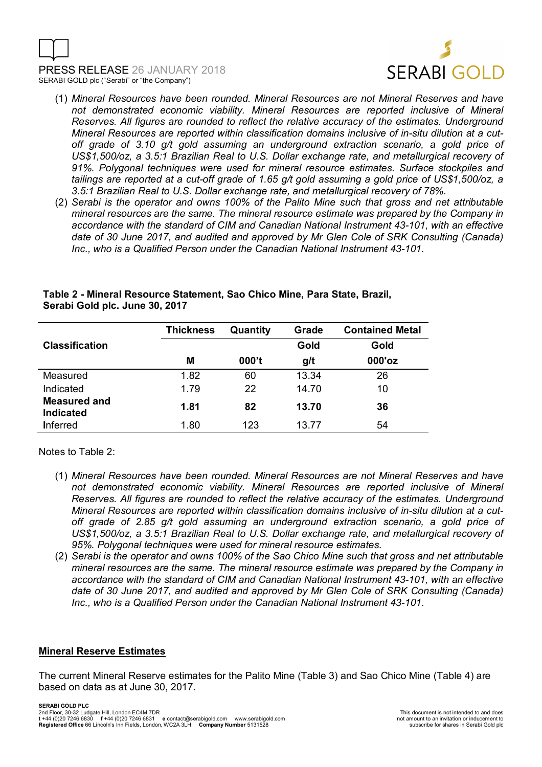(1) *Mineral Resources have been rounded. Mineral Resources are not Mineral Reserves and have not demonstrated economic viability. Mineral Resources are reported inclusive of Mineral Reserves. All figures are rounded to reflect the relative accuracy of the estimates. Underground Mineral Resources are reported within classification domains inclusive of in-situ dilution at a cut-off grade of 3.10 g/t gold assuming an underground extraction scenario, a gold price of US$1,500/oz, a 3.5:1 Brazilian Real to U.S. Dollar exchange rate, and metallurgical recovery of 91%. Polygonal techniques were used for mineral resource estimates. Surface stockpiles and tailings are reported at a cut-off grade of 1.65 g/t gold assuming a gold price of US$1,500/oz, a 3.5:1 Brazilian Real to U.S. Dollar exchange rate, and metallurgical recovery of 78%.*

(2) *Serabi is the operator and owns 100% of the Palito Mine such that gross and net attributable mineral resources are the same. The mineral resource estimate was prepared by the Company in accordance with the standard of CIM and Canadian National Instrument 43-101, with an effective date of 30 June 2017, and audited and approved by Mr Glen Cole of SRK Consulting (Canada) Inc., who is a Qualified Person under the Canadian National Instrument 43-101.*

**Table 2 - Mineral Resource Statement, Sao Chico Mine, Para State, Brazil, Serabi Gold plc. June 30, 2017**

| Classification | Thickness | Quantity | Grade Gold | Contained Metal Gold |
|---|---|---|---|---|
| | M | 000't | g/t | 000'oz |
| Measured | 1.82 | 60 | 13.34 | 26 |
| Indicated | 1.79 | 22 | 14.70 | 10 |
| **Measured and Indicated** | **1.81** | **82** | **13.70** | **36** |
| Inferred | 1.80 | 123 | 13.77 | 54 |

Notes to Table 2:

(1) *Mineral Resources have been rounded. Mineral Resources are not Mineral Reserves and have not demonstrated economic viability. Mineral Resources are reported inclusive of Mineral Reserves. All figures are rounded to reflect the relative accuracy of the estimates. Underground Mineral Resources are reported within classification domains inclusive of in-situ dilution at a cut-off grade of 2.85 g/t gold assuming an underground extraction scenario, a gold price of US$1,500/oz, a 3.5:1 Brazilian Real to U.S. Dollar exchange rate, and metallurgical recovery of 95%. Polygonal techniques were used for mineral resource estimates.*

(2) *Serabi is the operator and owns 100% of the Sao Chico Mine such that gross and net attributable mineral resources are the same. The mineral resource estimate was prepared by the Company in accordance with the standard of CIM and Canadian National Instrument 43-101, with an effective date of 30 June 2017, and audited and approved by Mr Glen Cole of SRK Consulting (Canada) Inc., who is a Qualified Person under the Canadian National Instrument 43-101.*

## Mineral Reserve Estimates

The current Mineral Reserve estimates for the Palito Mine (Table 3) and Sao Chico Mine (Table 4) are based on data as at June 30, 2017.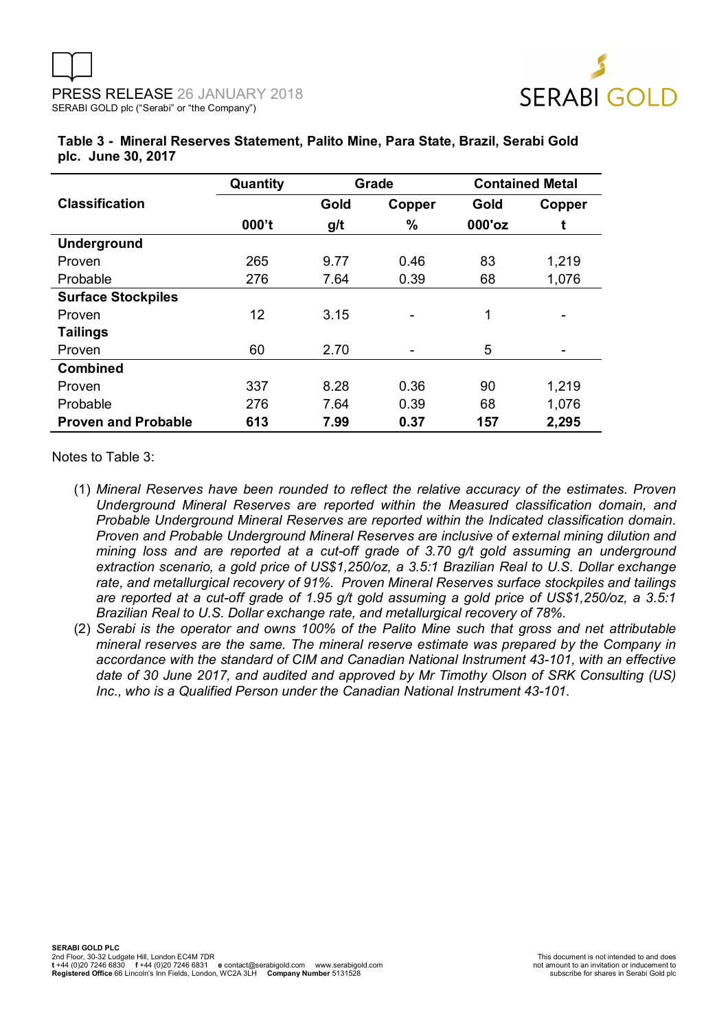**Table 3 - Mineral Reserves Statement, Palito Mine, Para State, Brazil, Serabi Gold plc. June 30, 2017**

| Classification | Quantity | Grade | | Contained Metal | |
|---|---|---|---|---|---|
| | | Gold | Copper | Gold | Copper |
| | 000't | g/t | % | 000'oz | t |
| **Underground** | | | | | |
| Proven | 265 | 9.77 | 0.46 | 83 | 1,219 |
| Probable | 276 | 7.64 | 0.39 | 68 | 1,076 |
| **Surface Stockpiles** | | | | | |
| Proven | 12 | 3.15 | - | 1 | - |
| **Tailings** | | | | | |
| Proven | 60 | 2.70 | - | 5 | - |
| **Combined** | | | | | |
| Proven | 337 | 8.28 | 0.36 | 90 | 1,219 |
| Probable | 276 | 7.64 | 0.39 | 68 | 1,076 |
| **Proven and Probable** | **613** | **7.99** | **0.37** | **157** | **2,295** |

Notes to Table 3:

(1) *Mineral Reserves have been rounded to reflect the relative accuracy of the estimates. Proven Underground Mineral Reserves are reported within the Measured classification domain, and Probable Underground Mineral Reserves are reported within the Indicated classification domain. Proven and Probable Underground Mineral Reserves are inclusive of external mining dilution and mining loss and are reported at a cut-off grade of 3.70 g/t gold assuming an underground extraction scenario, a gold price of US$1,250/oz, a 3.5:1 Brazilian Real to U.S. Dollar exchange rate, and metallurgical recovery of 91%. Proven Mineral Reserves surface stockpiles and tailings are reported at a cut-off grade of 1.95 g/t gold assuming a gold price of US$1,250/oz, a 3.5:1 Brazilian Real to U.S. Dollar exchange rate, and metallurgical recovery of 78%.*

(2) *Serabi is the operator and owns 100% of the Palito Mine such that gross and net attributable mineral reserves are the same. The mineral reserve estimate was prepared by the Company in accordance with the standard of CIM and Canadian National Instrument 43-101, with an effective date of 30 June 2017, and audited and approved by Mr Timothy Olson of SRK Consulting (US) Inc., who is a Qualified Person under the Canadian National Instrument 43-101.*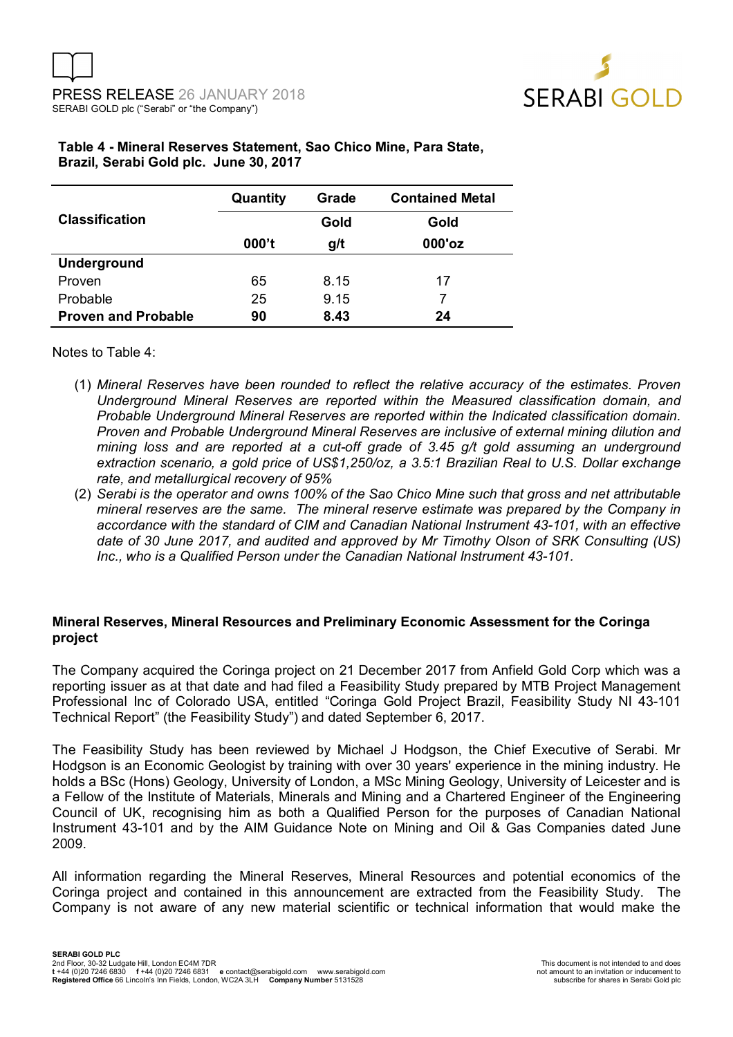**Table 4 - Mineral Reserves Statement, Sao Chico Mine, Para State, Brazil, Serabi Gold plc. June 30, 2017**

| Classification | Quantity | Grade | Contained Metal |
|---|---|---|---|
| | | Gold | Gold |
| | 000't | g/t | 000'oz |
| **Underground** | | | |
| Proven | 65 | 8.15 | 17 |
| Probable | 25 | 9.15 | 7 |
| **Proven and Probable** | **90** | **8.43** | **24** |

Notes to Table 4:

(1) *Mineral Reserves have been rounded to reflect the relative accuracy of the estimates. Proven Underground Mineral Reserves are reported within the Measured classification domain, and Probable Underground Mineral Reserves are reported within the Indicated classification domain. Proven and Probable Underground Mineral Reserves are inclusive of external mining dilution and mining loss and are reported at a cut-off grade of 3.45 g/t gold assuming an underground extraction scenario, a gold price of US$1,250/oz, a 3.5:1 Brazilian Real to U.S. Dollar exchange rate, and metallurgical recovery of 95%*

(2) *Serabi is the operator and owns 100% of the Sao Chico Mine such that gross and net attributable mineral reserves are the same. The mineral reserve estimate was prepared by the Company in accordance with the standard of CIM and Canadian National Instrument 43-101, with an effective date of 30 June 2017, and audited and approved by Mr Timothy Olson of SRK Consulting (US) Inc., who is a Qualified Person under the Canadian National Instrument 43-101.*

**Mineral Reserves, Mineral Resources and Preliminary Economic Assessment for the Coringa project**

The Company acquired the Coringa project on 21 December 2017 from Anfield Gold Corp which was a reporting issuer as at that date and had filed a Feasibility Study prepared by MTB Project Management Professional Inc of Colorado USA, entitled "Coringa Gold Project Brazil, Feasibility Study NI 43-101 Technical Report" (the Feasibility Study") and dated September 6, 2017.

The Feasibility Study has been reviewed by Michael J Hodgson, the Chief Executive of Serabi. Mr Hodgson is an Economic Geologist by training with over 30 years' experience in the mining industry. He holds a BSc (Hons) Geology, University of London, a MSc Mining Geology, University of Leicester and is a Fellow of the Institute of Materials, Minerals and Mining and a Chartered Engineer of the Engineering Council of UK, recognising him as both a Qualified Person for the purposes of Canadian National Instrument 43-101 and by the AIM Guidance Note on Mining and Oil & Gas Companies dated June 2009.

All information regarding the Mineral Reserves, Mineral Resources and potential economics of the Coringa project and contained in this announcement are extracted from the Feasibility Study. The Company is not aware of any new material scientific or technical information that would make the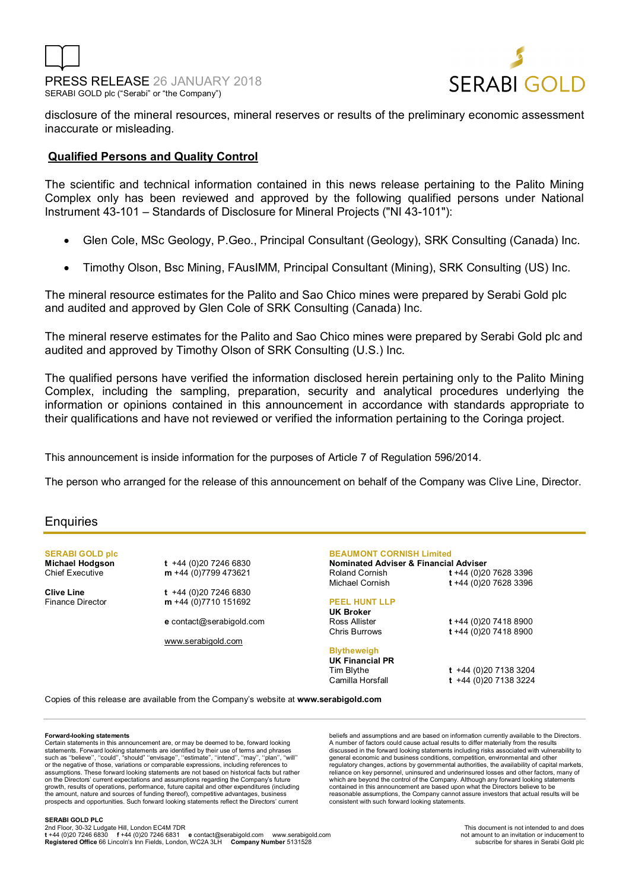disclosure of the mineral resources, mineral reserves or results of the preliminary economic assessment inaccurate or misleading.

**Qualified Persons and Quality Control**

The scientific and technical information contained in this news release pertaining to the Palito Mining Complex only has been reviewed and approved by the following qualified persons under National Instrument 43-101 – Standards of Disclosure for Mineral Projects ("NI 43-101"):

- Glen Cole, MSc Geology, P.Geo., Principal Consultant (Geology), SRK Consulting (Canada) Inc.
- Timothy Olson, Bsc Mining, FAusIMM, Principal Consultant (Mining), SRK Consulting (US) Inc.

The mineral resource estimates for the Palito and Sao Chico mines were prepared by Serabi Gold plc and audited and approved by Glen Cole of SRK Consulting (Canada) Inc.

The mineral reserve estimates for the Palito and Sao Chico mines were prepared by Serabi Gold plc and audited and approved by Timothy Olson of SRK Consulting (U.S.) Inc.

The qualified persons have verified the information disclosed herein pertaining only to the Palito Mining Complex, including the sampling, preparation, security and analytical procedures underlying the information or opinions contained in this announcement in accordance with standards appropriate to their qualifications and have not reviewed or verified the information pertaining to the Coringa project.

This announcement is inside information for the purposes of Article 7 of Regulation 596/2014.

The person who arranged for the release of this announcement on behalf of the Company was Clive Line, Director.

## Enquiries

**SERABI GOLD plc**

**Michael Hodgson** – Chief Executive
t +44 (0)20 7246 6830
m +44 (0)7799 473621

**Clive Line** – Finance Director
t +44 (0)20 7246 6830
m +44 (0)7710 151692

e contact@serabigold.com

www.serabigold.com

**BEAUMONT CORNISH Limited**
**Nominated Adviser & Financial Adviser**
Roland Cornish – t +44 (0)20 7628 3396
Michael Cornish – t +44 (0)20 7628 3396

**PEEL HUNT LLP**
**UK Broker**
Ross Allister – t +44 (0)20 7418 8900
Chris Burrows – t +44 (0)20 7418 8900

**Blytheweigh**
**UK Financial PR**
Tim Blythe – t +44 (0)20 7138 3204
Camilla Horsfall – t +44 (0)20 7138 3224

Copies of this release are available from the Company's website at **www.serabigold.com**

**Forward-looking statements**

Certain statements in this announcement are, or may be deemed to be, forward looking statements. Forward looking statements are identified by their use of terms and phrases such as ''believe'', ''could'', "should" ''envisage'', ''estimate'', ''intend'', ''may'', ''plan'', ''will'' or the negative of those, variations or comparable expressions, including references to assumptions. These forward looking statements are not based on historical facts but rather on the Directors' current expectations and assumptions regarding the Company's future growth, results of operations, performance, future capital and other expenditures (including the amount, nature and sources of funding thereof), competitive advantages, business prospects and opportunities. Such forward looking statements reflect the Directors' current beliefs and assumptions and are based on information currently available to the Directors. A number of factors could cause actual results to differ materially from the results discussed in the forward looking statements including risks associated with vulnerability to general economic and business conditions, competition, environmental and other regulatory changes, actions by governmental authorities, the availability of capital markets, reliance on key personnel, uninsured and underinsured losses and other factors, many of which are beyond the control of the Company. Although any forward looking statements contained in this announcement are based upon what the Directors believe to be reasonable assumptions, the Company cannot assure investors that actual results will be consistent with such forward looking statements.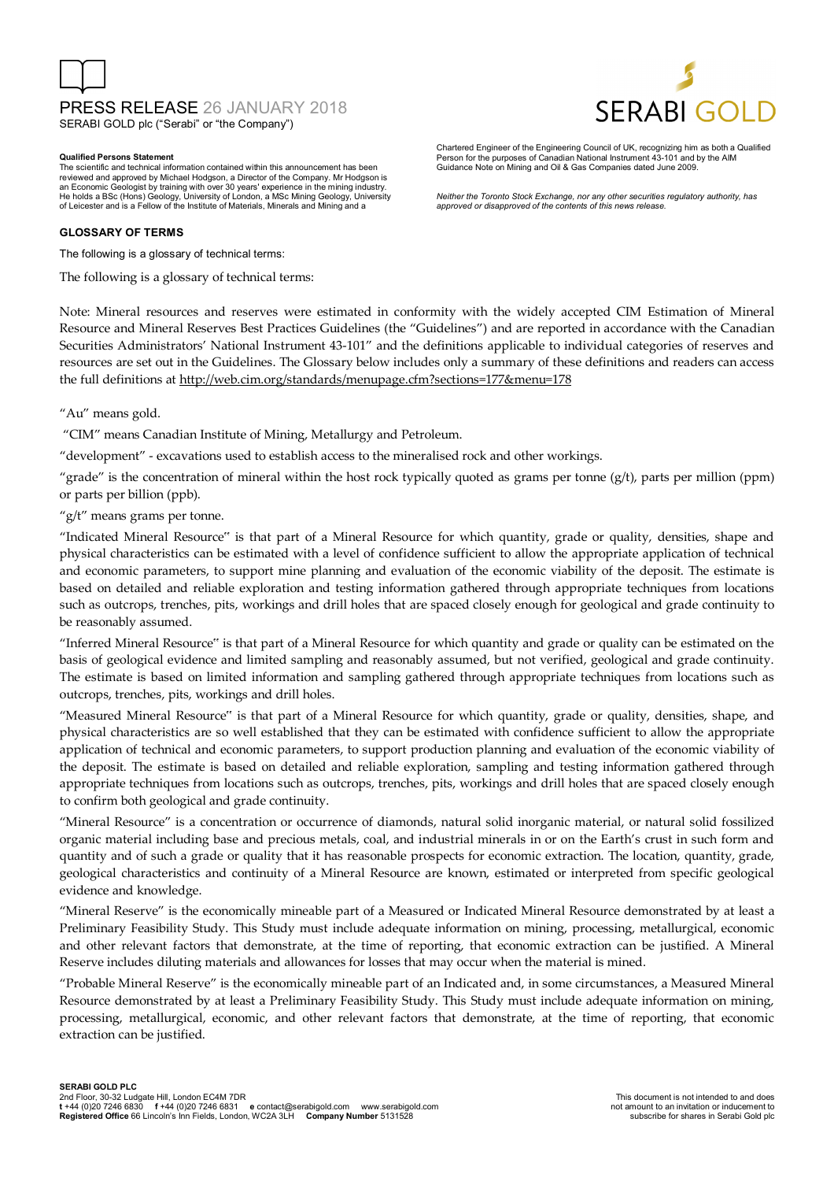## GLOSSARY OF TERMS

The following is a glossary of technical terms:

The following is a glossary of technical terms:

Note: Mineral resources and reserves were estimated in conformity with the widely accepted CIM Estimation of Mineral Resource and Mineral Reserves Best Practices Guidelines (the "Guidelines") and are reported in accordance with the Canadian Securities Administrators' National Instrument 43-101" and the definitions applicable to individual categories of reserves and resources are set out in the Guidelines. The Glossary below includes only a summary of these definitions and readers can access the full definitions at http://web.cim.org/standards/menupage.cfm?sections=177&menu=178

"Au" means gold.

"CIM" means Canadian Institute of Mining, Metallurgy and Petroleum.

"development" - excavations used to establish access to the mineralised rock and other workings.

"grade" is the concentration of mineral within the host rock typically quoted as grams per tonne (g/t), parts per million (ppm) or parts per billion (ppb).

"g/t" means grams per tonne.

"Indicated Mineral Resource" is that part of a Mineral Resource for which quantity, grade or quality, densities, shape and physical characteristics can be estimated with a level of confidence sufficient to allow the appropriate application of technical and economic parameters, to support mine planning and evaluation of the economic viability of the deposit. The estimate is based on detailed and reliable exploration and testing information gathered through appropriate techniques from locations such as outcrops, trenches, pits, workings and drill holes that are spaced closely enough for geological and grade continuity to be reasonably assumed.

"Inferred Mineral Resource" is that part of a Mineral Resource for which quantity and grade or quality can be estimated on the basis of geological evidence and limited sampling and reasonably assumed, but not verified, geological and grade continuity. The estimate is based on limited information and sampling gathered through appropriate techniques from locations such as outcrops, trenches, pits, workings and drill holes.

"Measured Mineral Resource" is that part of a Mineral Resource for which quantity, grade or quality, densities, shape, and physical characteristics are so well established that they can be estimated with confidence sufficient to allow the appropriate application of technical and economic parameters, to support production planning and evaluation of the economic viability of the deposit. The estimate is based on detailed and reliable exploration, sampling and testing information gathered through appropriate techniques from locations such as outcrops, trenches, pits, workings and drill holes that are spaced closely enough to confirm both geological and grade continuity.

"Mineral Resource" is a concentration or occurrence of diamonds, natural solid inorganic material, or natural solid fossilized organic material including base and precious metals, coal, and industrial minerals in or on the Earth's crust in such form and quantity and of such a grade or quality that it has reasonable prospects for economic extraction. The location, quantity, grade, geological characteristics and continuity of a Mineral Resource are known, estimated or interpreted from specific geological evidence and knowledge.

"Mineral Reserve" is the economically mineable part of a Measured or Indicated Mineral Resource demonstrated by at least a Preliminary Feasibility Study. This Study must include adequate information on mining, processing, metallurgical, economic and other relevant factors that demonstrate, at the time of reporting, that economic extraction can be justified. A Mineral Reserve includes diluting materials and allowances for losses that may occur when the material is mined.

"Probable Mineral Reserve" is the economically mineable part of an Indicated and, in some circumstances, a Measured Mineral Resource demonstrated by at least a Preliminary Feasibility Study. This Study must include adequate information on mining, processing, metallurgical, economic, and other relevant factors that demonstrate, at the time of reporting, that economic extraction can be justified.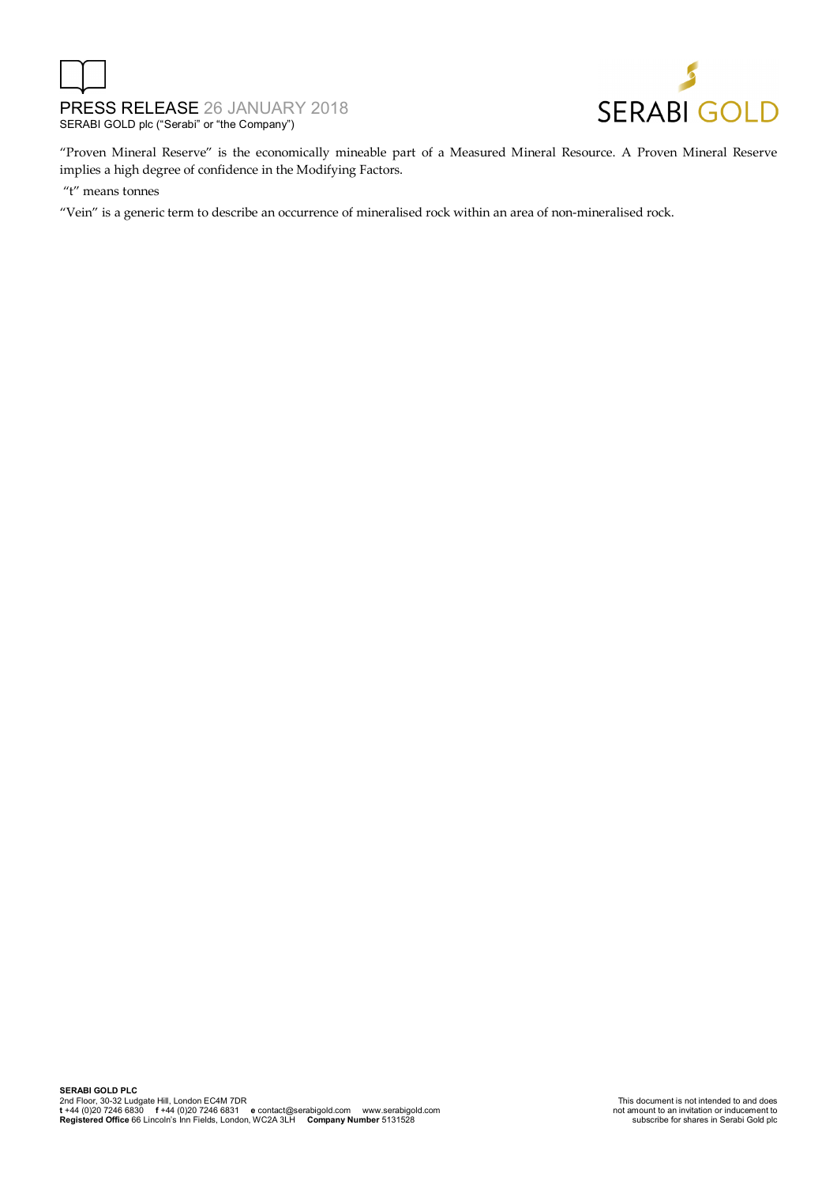"Proven Mineral Reserve" is the economically mineable part of a Measured Mineral Resource. A Proven Mineral Reserve implies a high degree of confidence in the Modifying Factors.

"t" means tonnes

"Vein" is a generic term to describe an occurrence of mineralised rock within an area of non-mineralised rock.